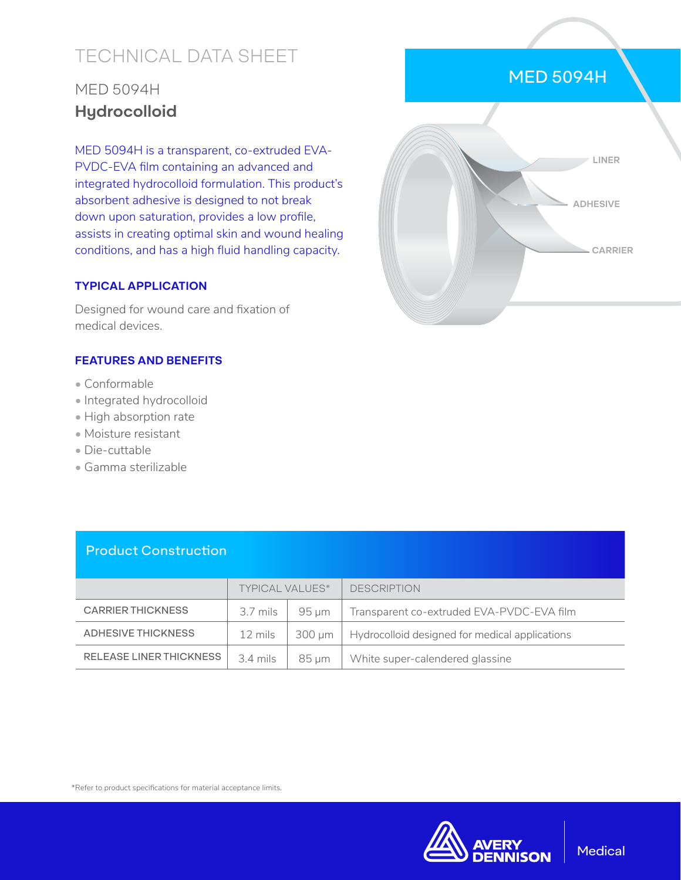# TECHNICAL DATA SHEET

## MED 5094H
## **Hydrocolloid**

MED 5094H is a transparent, co-extruded EVA-PVDC-EVA film containing an advanced and integrated hydrocolloid formulation. This product's absorbent adhesive is designed to not break down upon saturation, provides a low profile, assists in creating optimal skin and wound healing conditions, and has a high fluid handling capacity.

### TYPICAL APPLICATION

Designed for wound care and fixation of medical devices.

### FEATURES AND BENEFITS

- Conformable
- Integrated hydrocolloid
- High absorption rate
- Moisture resistant
- Die-cuttable
- Gamma sterilizable

MED 5094H

LINER

ADHESIVE

CARRIER

## Product Construction

| | TYPICAL VALUES* | | DESCRIPTION |
|---|---|---|---|
| CARRIER THICKNESS | 3.7 mils | 95 µm | Transparent co-extruded EVA-PVDC-EVA film |
| ADHESIVE THICKNESS | 12 mils | 300 µm | Hydrocolloid designed for medical applications |
| RELEASE LINER THICKNESS | 3.4 mils | 85 µm | White super-calendered glassine |

*Refer to product specifications for material acceptance limits.

AVERY DENNISON | Medical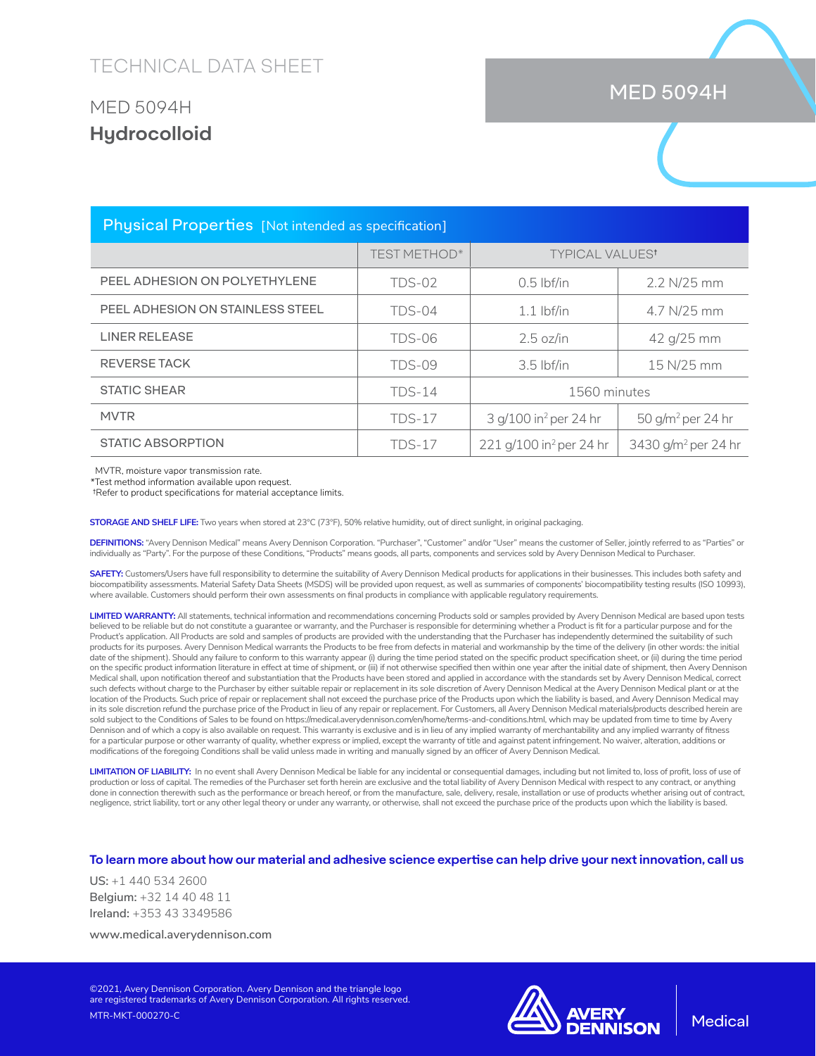# TECHNICAL DATA SHEET

## MED 5094H

## **Hydrocolloid**

MED 5094H

### Physical Properties [Not intended as specification]

| | TEST METHOD* | TYPICAL VALUES† | |
|---|---|---|---|
| PEEL ADHESION ON POLYETHYLENE | TDS-02 | 0.5 lbf/in | 2.2 N/25 mm |
| PEEL ADHESION ON STAINLESS STEEL | TDS-04 | 1.1 lbf/in | 4.7 N/25 mm |
| LINER RELEASE | TDS-06 | 2.5 oz/in | 42 g/25 mm |
| REVERSE TACK | TDS-09 | 3.5 lbf/in | 15 N/25 mm |
| STATIC SHEAR | TDS-14 | 1560 minutes | |
| MVTR | TDS-17 | 3 g/100 $in^2$ per 24 hr | 50 g/$m^2$ per 24 hr |
| STATIC ABSORPTION | TDS-17 | 221 g/100 $in^2$ per 24 hr | 3430 g/$m^2$ per 24 hr |

MVTR, moisture vapor transmission rate.
*Test method information available upon request.
†Refer to product specifications for material acceptance limits.

**STORAGE AND SHELF LIFE:** Two years when stored at 23°C (73°F), 50% relative humidity, out of direct sunlight, in original packaging.

**DEFINITIONS:** "Avery Dennison Medical" means Avery Dennison Corporation. "Purchaser", "Customer" and/or "User" means the customer of Seller, jointly referred to as "Parties" or individually as "Party". For the purpose of these Conditions, "Products" means goods, all parts, components and services sold by Avery Dennison Medical to Purchaser.

**SAFETY:** Customers/Users have full responsibility to determine the suitability of Avery Dennison Medical products for applications in their businesses. This includes both safety and biocompatibility assessments. Material Safety Data Sheets (MSDS) will be provided upon request, as well as summaries of components' biocompatibility testing results (ISO 10993), where available. Customers should perform their own assessments on final products in compliance with applicable regulatory requirements.

**LIMITED WARRANTY:** All statements, technical information and recommendations concerning Products sold or samples provided by Avery Dennison Medical are based upon tests believed to be reliable but do not constitute a guarantee or warranty, and the Purchaser is responsible for determining whether a Product is fit for a particular purpose and for the Product's application. All Products are sold and samples of products are provided with the understanding that the Purchaser has independently determined the suitability of such products for its purposes. Avery Dennison Medical warrants the Products to be free from defects in material and workmanship by the time of the delivery (in other words: the initial date of the shipment). Should any failure to conform to this warranty appear (i) during the time period stated on the specific product specification sheet, or (ii) during the time period on the specific product information literature in effect at time of shipment, or (iii) if not otherwise specified then within one year after the initial date of shipment, then Avery Dennison Medical shall, upon notification thereof and substantiation that the Products have been stored and applied in accordance with the standards set by Avery Dennison Medical, correct such defects without charge to the Purchaser by either suitable repair or replacement in its sole discretion of Avery Dennison Medical at the Avery Dennison Medical plant or at the location of the Products. Such price of repair or replacement shall not exceed the purchase price of the Products upon which the liability is based, and Avery Dennison Medical may in its sole discretion refund the purchase price of the Product in lieu of any repair or replacement. For Customers, all Avery Dennison Medical materials/products described herein are sold subject to the Conditions of Sales to be found on https://medical.averydennison.com/en/home/terms-and-conditions.html, which may be updated from time to time by Avery Dennison and of which a copy is also available on request. This warranty is exclusive and is in lieu of any implied warranty of merchantability and any implied warranty of fitness for a particular purpose or other warranty of quality, whether express or implied, except the warranty of title and against patent infringement. No waiver, alteration, additions or modifications of the foregoing Conditions shall be valid unless made in writing and manually signed by an officer of Avery Dennison Medical.

**LIMITATION OF LIABILITY:** In no event shall Avery Dennison Medical be liable for any incidental or consequential damages, including but not limited to, loss of profit, loss of use of production or loss of capital. The remedies of the Purchaser set forth herein are exclusive and the total liability of Avery Dennison Medical with respect to any contract, or anything done in connection therewith such as the performance or breach hereof, or from the manufacture, sale, delivery, resale, installation or use of products whether arising out of contract, negligence, strict liability, tort or any other legal theory or under any warranty, or otherwise, shall not exceed the purchase price of the products upon which the liability is based.

**To learn more about how our material and adhesive science expertise can help drive your next innovation, call us**

**US:** +1 440 534 2600
**Belgium:** +32 14 40 48 11
**Ireland:** +353 43 3349586

www.medical.averydennison.com

©2021, Avery Dennison Corporation. Avery Dennison and the triangle logo are registered trademarks of Avery Dennison Corporation. All rights reserved.

MTR-MKT-000270-C

AVERY DENNISON Medical